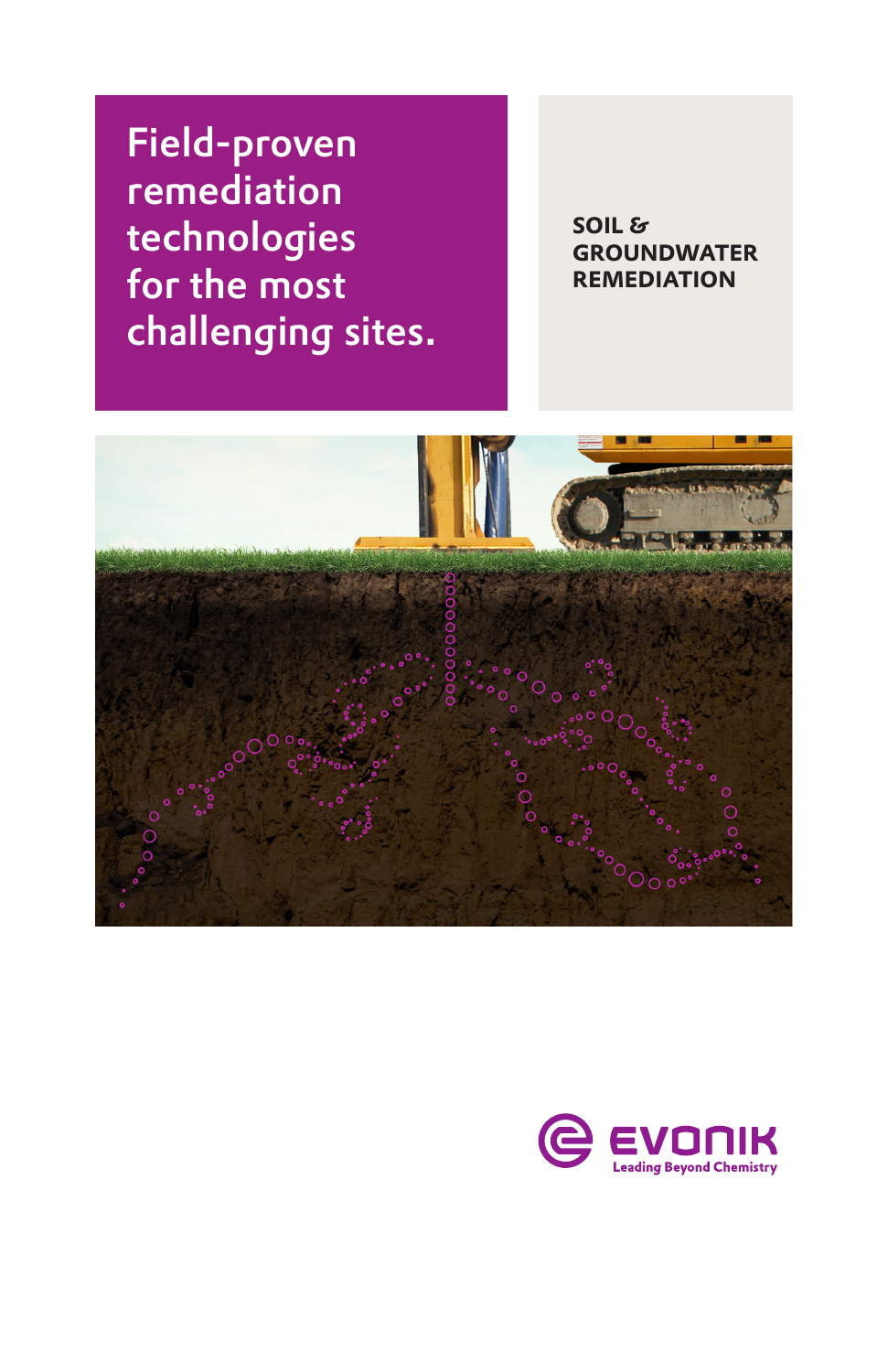# Field-proven remediation technologies for the most challenging sites.

**SOIL & GROUNDWATER REMEDIATION**

EVONIK

Leading Beyond Chemistry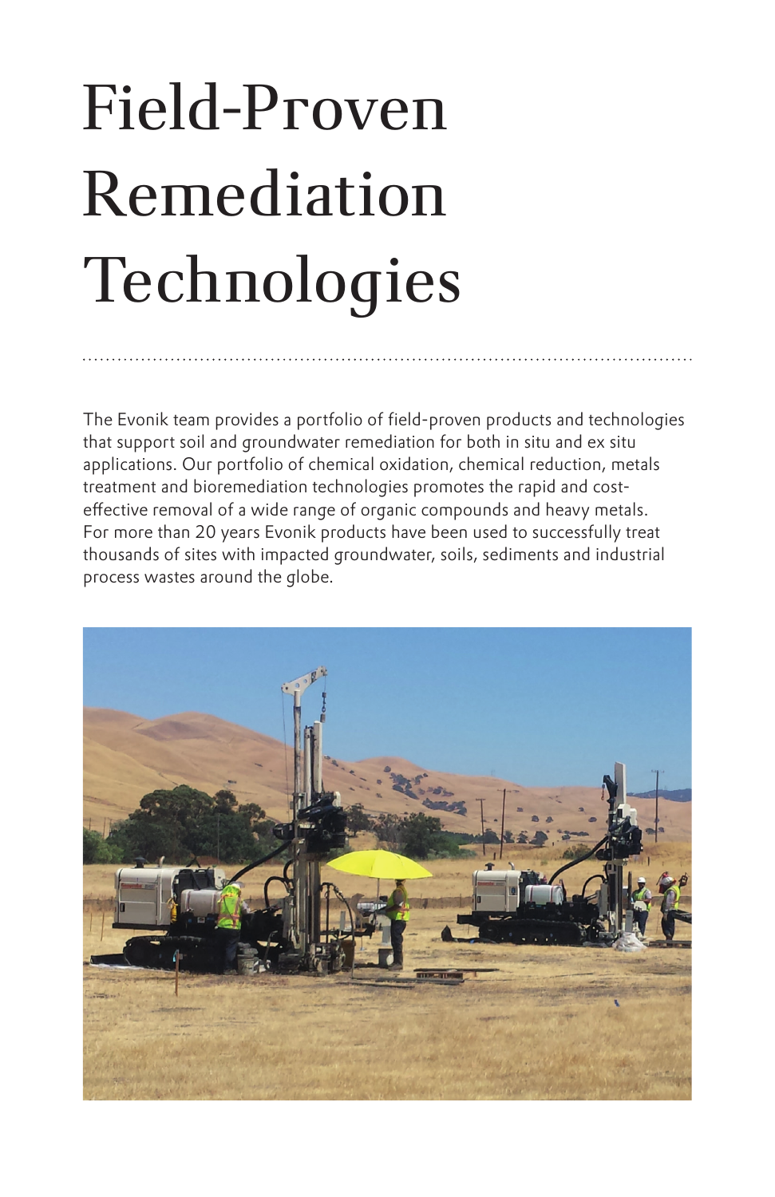# Field-Proven Remediation Technologies

The Evonik team provides a portfolio of field-proven products and technologies that support soil and groundwater remediation for both in situ and ex situ applications. Our portfolio of chemical oxidation, chemical reduction, metals treatment and bioremediation technologies promotes the rapid and cost-effective removal of a wide range of organic compounds and heavy metals. For more than 20 years Evonik products have been used to successfully treat thousands of sites with impacted groundwater, soils, sediments and industrial process wastes around the globe.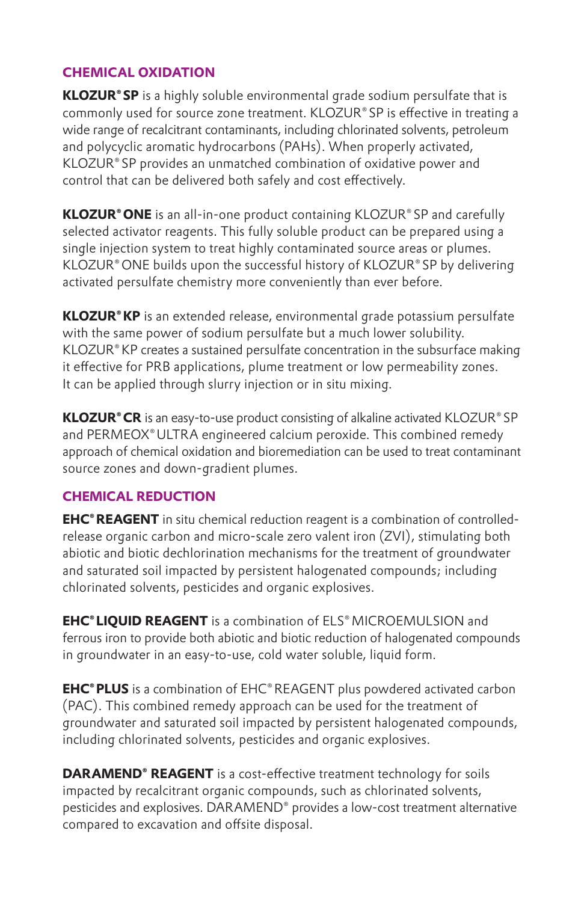## CHEMICAL OXIDATION

**KLOZUR® SP** is a highly soluble environmental grade sodium persulfate that is commonly used for source zone treatment. KLOZUR® SP is effective in treating a wide range of recalcitrant contaminants, including chlorinated solvents, petroleum and polycyclic aromatic hydrocarbons (PAHs). When properly activated, KLOZUR® SP provides an unmatched combination of oxidative power and control that can be delivered both safely and cost effectively.

**KLOZUR® ONE** is an all-in-one product containing KLOZUR® SP and carefully selected activator reagents. This fully soluble product can be prepared using a single injection system to treat highly contaminated source areas or plumes. KLOZUR® ONE builds upon the successful history of KLOZUR® SP by delivering activated persulfate chemistry more conveniently than ever before.

**KLOZUR® KP** is an extended release, environmental grade potassium persulfate with the same power of sodium persulfate but a much lower solubility. KLOZUR® KP creates a sustained persulfate concentration in the subsurface making it effective for PRB applications, plume treatment or low permeability zones. It can be applied through slurry injection or in situ mixing.

**KLOZUR® CR** is an easy-to-use product consisting of alkaline activated KLOZUR® SP and PERMEOX® ULTRA engineered calcium peroxide. This combined remedy approach of chemical oxidation and bioremediation can be used to treat contaminant source zones and down-gradient plumes.

## CHEMICAL REDUCTION

**EHC® REAGENT** in situ chemical reduction reagent is a combination of controlled-release organic carbon and micro-scale zero valent iron (ZVI), stimulating both abiotic and biotic dechlorination mechanisms for the treatment of groundwater and saturated soil impacted by persistent halogenated compounds; including chlorinated solvents, pesticides and organic explosives.

**EHC® LIQUID REAGENT** is a combination of ELS® MICROEMULSION and ferrous iron to provide both abiotic and biotic reduction of halogenated compounds in groundwater in an easy-to-use, cold water soluble, liquid form.

**EHC® PLUS** is a combination of EHC® REAGENT plus powdered activated carbon (PAC). This combined remedy approach can be used for the treatment of groundwater and saturated soil impacted by persistent halogenated compounds, including chlorinated solvents, pesticides and organic explosives.

**DARAMEND® REAGENT** is a cost-effective treatment technology for soils impacted by recalcitrant organic compounds, such as chlorinated solvents, pesticides and explosives. DARAMEND® provides a low-cost treatment alternative compared to excavation and offsite disposal.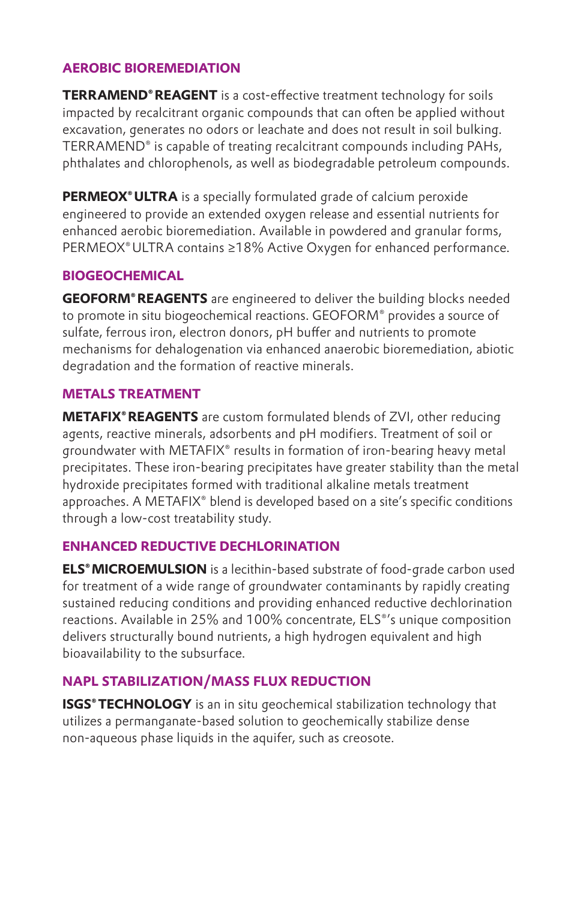## AEROBIC BIOREMEDIATION

**TERRAMEND® REAGENT** is a cost-effective treatment technology for soils impacted by recalcitrant organic compounds that can often be applied without excavation, generates no odors or leachate and does not result in soil bulking. TERRAMEND® is capable of treating recalcitrant compounds including PAHs, phthalates and chlorophenols, as well as biodegradable petroleum compounds.

**PERMEOX® ULTRA** is a specially formulated grade of calcium peroxide engineered to provide an extended oxygen release and essential nutrients for enhanced aerobic bioremediation. Available in powdered and granular forms, PERMEOX® ULTRA contains ≥18% Active Oxygen for enhanced performance.

## BIOGEOCHEMICAL

**GEOFORM® REAGENTS** are engineered to deliver the building blocks needed to promote in situ biogeochemical reactions. GEOFORM® provides a source of sulfate, ferrous iron, electron donors, pH buffer and nutrients to promote mechanisms for dehalogenation via enhanced anaerobic bioremediation, abiotic degradation and the formation of reactive minerals.

## METALS TREATMENT

**METAFIX® REAGENTS** are custom formulated blends of ZVI, other reducing agents, reactive minerals, adsorbents and pH modifiers. Treatment of soil or groundwater with METAFIX® results in formation of iron-bearing heavy metal precipitates. These iron-bearing precipitates have greater stability than the metal hydroxide precipitates formed with traditional alkaline metals treatment approaches. A METAFIX® blend is developed based on a site's specific conditions through a low-cost treatability study.

## ENHANCED REDUCTIVE DECHLORINATION

**ELS® MICROEMULSION** is a lecithin-based substrate of food-grade carbon used for treatment of a wide range of groundwater contaminants by rapidly creating sustained reducing conditions and providing enhanced reductive dechlorination reactions. Available in 25% and 100% concentrate, ELS®'s unique composition delivers structurally bound nutrients, a high hydrogen equivalent and high bioavailability to the subsurface.

## NAPL STABILIZATION/MASS FLUX REDUCTION

**ISGS® TECHNOLOGY** is an in situ geochemical stabilization technology that utilizes a permanganate-based solution to geochemically stabilize dense non-aqueous phase liquids in the aquifer, such as creosote.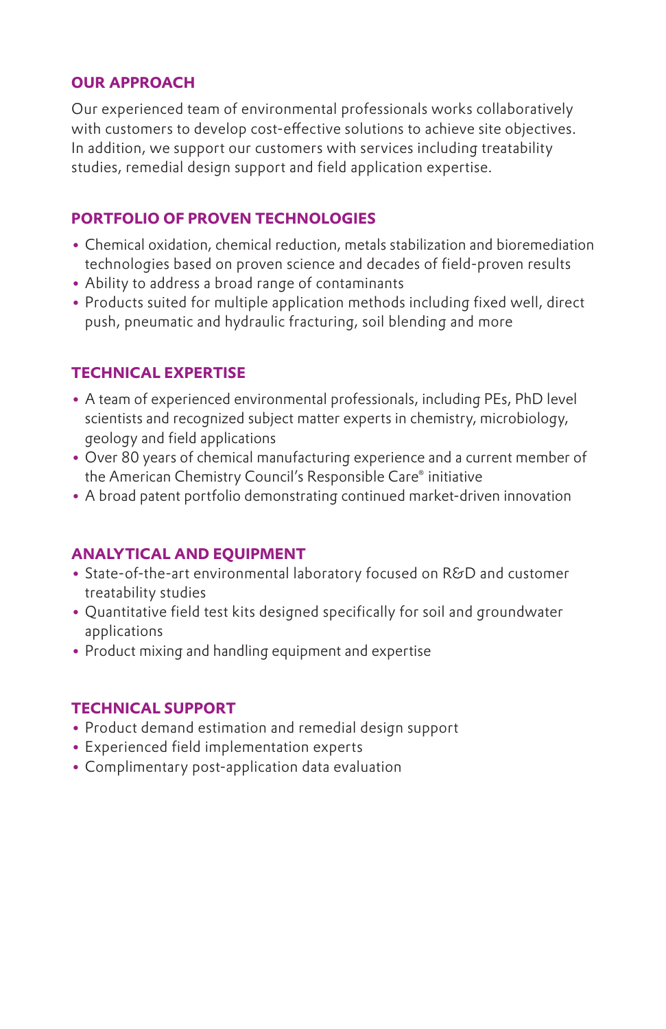## OUR APPROACH

Our experienced team of environmental professionals works collaboratively with customers to develop cost-effective solutions to achieve site objectives. In addition, we support our customers with services including treatability studies, remedial design support and field application expertise.

## PORTFOLIO OF PROVEN TECHNOLOGIES

- Chemical oxidation, chemical reduction, metals stabilization and bioremediation technologies based on proven science and decades of field-proven results
- Ability to address a broad range of contaminants
- Products suited for multiple application methods including fixed well, direct push, pneumatic and hydraulic fracturing, soil blending and more

## TECHNICAL EXPERTISE

- A team of experienced environmental professionals, including PEs, PhD level scientists and recognized subject matter experts in chemistry, microbiology, geology and field applications
- Over 80 years of chemical manufacturing experience and a current member of the American Chemistry Council's Responsible Care® initiative
- A broad patent portfolio demonstrating continued market-driven innovation

## ANALYTICAL AND EQUIPMENT

- State-of-the-art environmental laboratory focused on R&D and customer treatability studies
- Quantitative field test kits designed specifically for soil and groundwater applications
- Product mixing and handling equipment and expertise

## TECHNICAL SUPPORT

- Product demand estimation and remedial design support
- Experienced field implementation experts
- Complimentary post-application data evaluation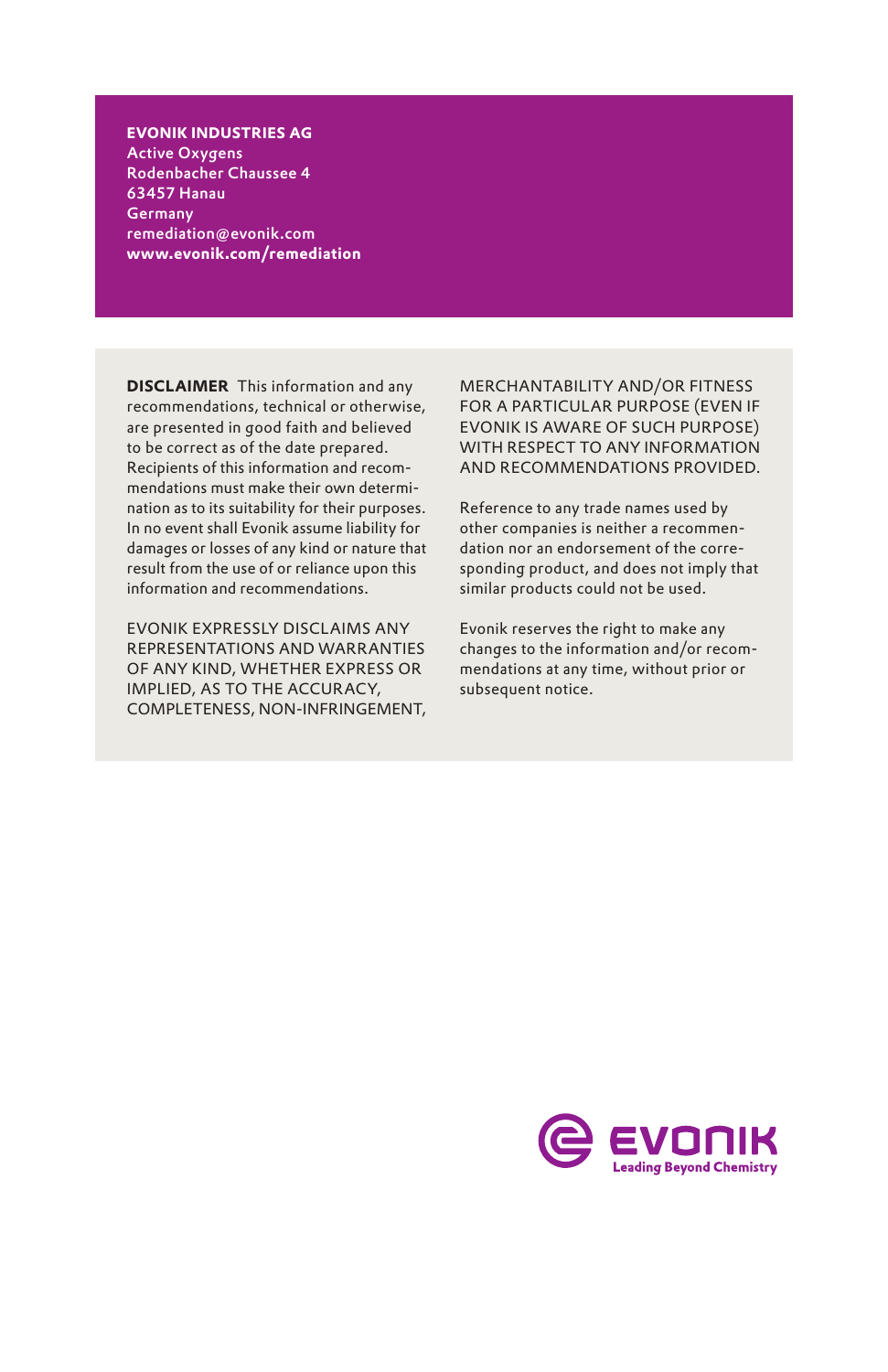**EVONIK INDUSTRIES AG**
**Active Oxygens**
**Rodenbacher Chaussee 4**
**63457 Hanau**
**Germany**
**remediation@evonik.com**
**www.evonik.com/remediation**

**DISCLAIMER** This information and any recommendations, technical or otherwise, are presented in good faith and believed to be correct as of the date prepared. Recipients of this information and recommendations must make their own determination as to its suitability for their purposes. In no event shall Evonik assume liability for damages or losses of any kind or nature that result from the use of or reliance upon this information and recommendations.

EVONIK EXPRESSLY DISCLAIMS ANY REPRESENTATIONS AND WARRANTIES OF ANY KIND, WHETHER EXPRESS OR IMPLIED, AS TO THE ACCURACY, COMPLETENESS, NON-INFRINGEMENT, MERCHANTABILITY AND/OR FITNESS FOR A PARTICULAR PURPOSE (EVEN IF EVONIK IS AWARE OF SUCH PURPOSE) WITH RESPECT TO ANY INFORMATION AND RECOMMENDATIONS PROVIDED.

Reference to any trade names used by other companies is neither a recommendation nor an endorsement of the corresponding product, and does not imply that similar products could not be used.

Evonik reserves the right to make any changes to the information and/or recommendations at any time, without prior or subsequent notice.

EVONIK
Leading Beyond Chemistry